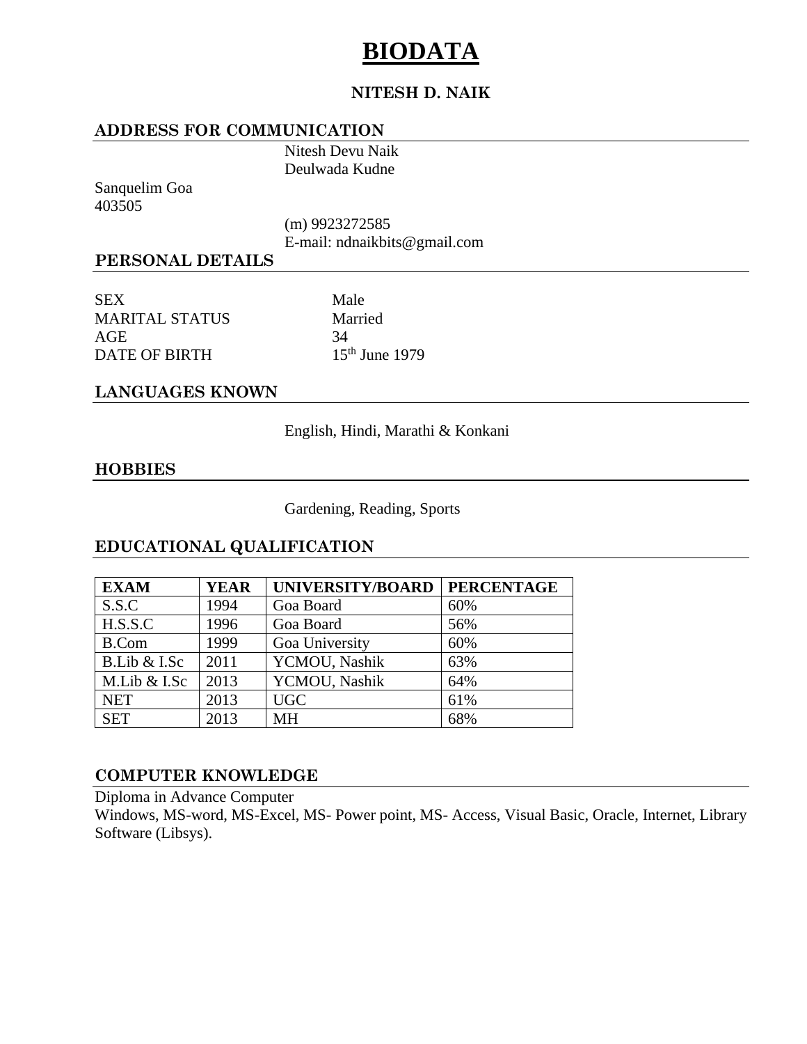# BIODATA

### NITESH D. NAIK

## ADDRESS FOR COMMUNICATION

Nitesh Devu Naik
Deulwada Kudne
Sanquelim Goa
403505

(m) 9923272585
E-mail: ndnaikbits@gmail.com

## PERSONAL DETAILS

| | |
|---|---|
| SEX | Male |
| MARITAL STATUS | Married |
| AGE | 34 |
| DATE OF BIRTH | 15th June 1979 |

## LANGUAGES KNOWN

English, Hindi, Marathi & Konkani

## HOBBIES

Gardening, Reading, Sports

## EDUCATIONAL QUALIFICATION

| EXAM | YEAR | UNIVERSITY/BOARD | PERCENTAGE |
|---|---|---|---|
| S.S.C | 1994 | Goa Board | 60% |
| H.S.S.C | 1996 | Goa Board | 56% |
| B.Com | 1999 | Goa University | 60% |
| B.Lib & I.Sc | 2011 | YCMOU, Nashik | 63% |
| M.Lib & I.Sc | 2013 | YCMOU, Nashik | 64% |
| NET | 2013 | UGC | 61% |
| SET | 2013 | MH | 68% |

## COMPUTER KNOWLEDGE

Diploma in Advance Computer
Windows, MS-word, MS-Excel, MS- Power point, MS- Access, Visual Basic, Oracle, Internet, Library Software (Libsys).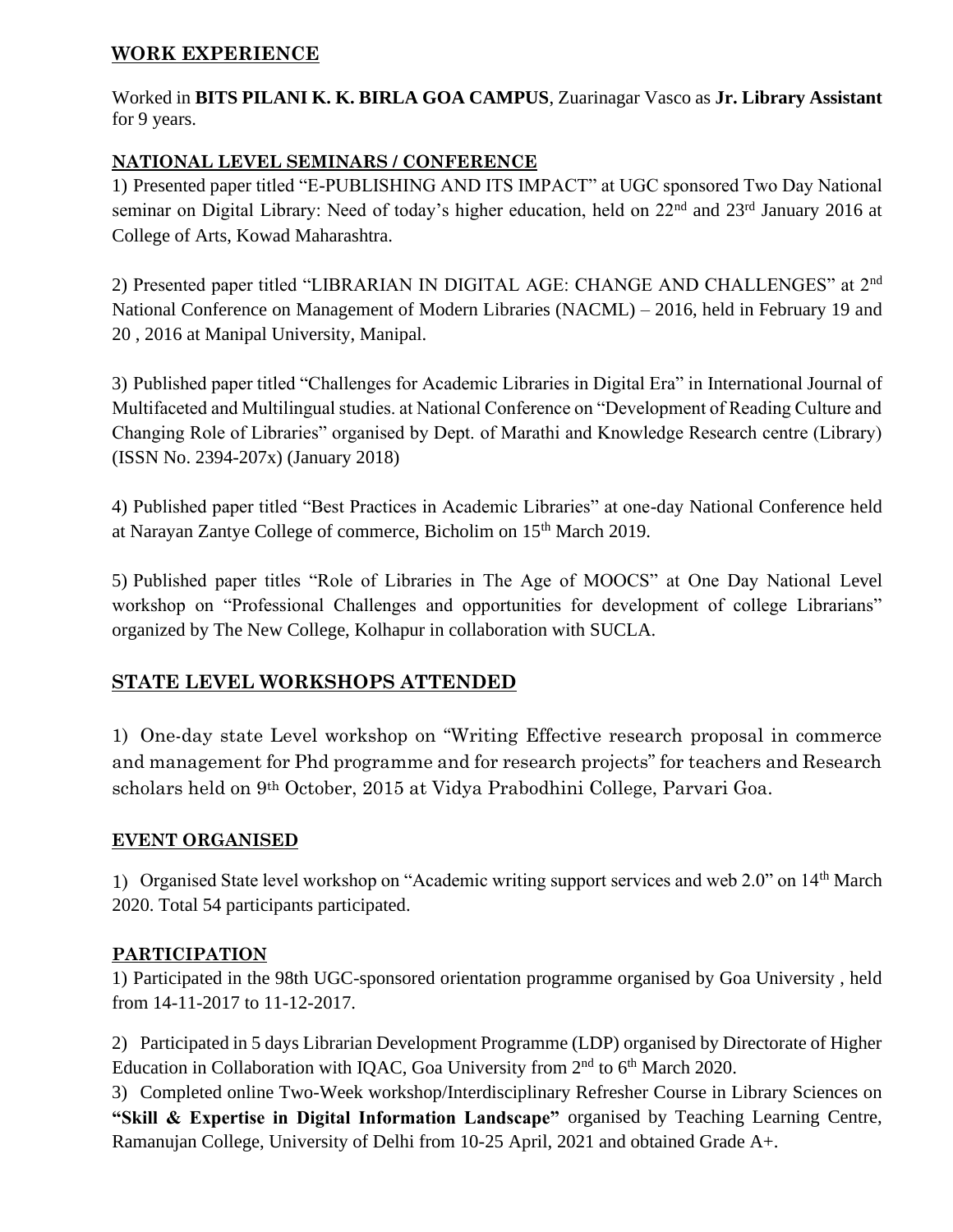## WORK EXPERIENCE

Worked in **BITS PILANI K. K. BIRLA GOA CAMPUS**, Zuarinagar Vasco as **Jr. Library Assistant** for 9 years.

## NATIONAL LEVEL SEMINARS / CONFERENCE

1) Presented paper titled "E-PUBLISHING AND ITS IMPACT" at UGC sponsored Two Day National seminar on Digital Library: Need of today's higher education, held on 22nd and 23rd January 2016 at College of Arts, Kowad Maharashtra.

2) Presented paper titled "LIBRARIAN IN DIGITAL AGE: CHANGE AND CHALLENGES" at 2nd National Conference on Management of Modern Libraries (NACML) – 2016, held in February 19 and 20 , 2016 at Manipal University, Manipal.

3) Published paper titled "Challenges for Academic Libraries in Digital Era" in International Journal of Multifaceted and Multilingual studies. at National Conference on "Development of Reading Culture and Changing Role of Libraries" organised by Dept. of Marathi and Knowledge Research centre (Library) (ISSN No. 2394-207x) (January 2018)

4) Published paper titled "Best Practices in Academic Libraries" at one-day National Conference held at Narayan Zantye College of commerce, Bicholim on 15th March 2019.

5) Published paper titles "Role of Libraries in The Age of MOOCS" at One Day National Level workshop on "Professional Challenges and opportunities for development of college Librarians" organized by The New College, Kolhapur in collaboration with SUCLA.

## STATE LEVEL WORKSHOPS ATTENDED

1) One-day state Level workshop on "Writing Effective research proposal in commerce and management for Phd programme and for research projects" for teachers and Research scholars held on 9th October, 2015 at Vidya Prabodhini College, Parvari Goa.

## EVENT ORGANISED

1) Organised State level workshop on "Academic writing support services and web 2.0" on 14th March 2020. Total 54 participants participated.

## PARTICIPATION

1) Participated in the 98th UGC-sponsored orientation programme organised by Goa University , held from 14-11-2017 to 11-12-2017.

2) Participated in 5 days Librarian Development Programme (LDP) organised by Directorate of Higher Education in Collaboration with IQAC, Goa University from 2nd to 6th March 2020.

3) Completed online Two-Week workshop/Interdisciplinary Refresher Course in Library Sciences on **"Skill & Expertise in Digital Information Landscape"** organised by Teaching Learning Centre, Ramanujan College, University of Delhi from 10-25 April, 2021 and obtained Grade A+.